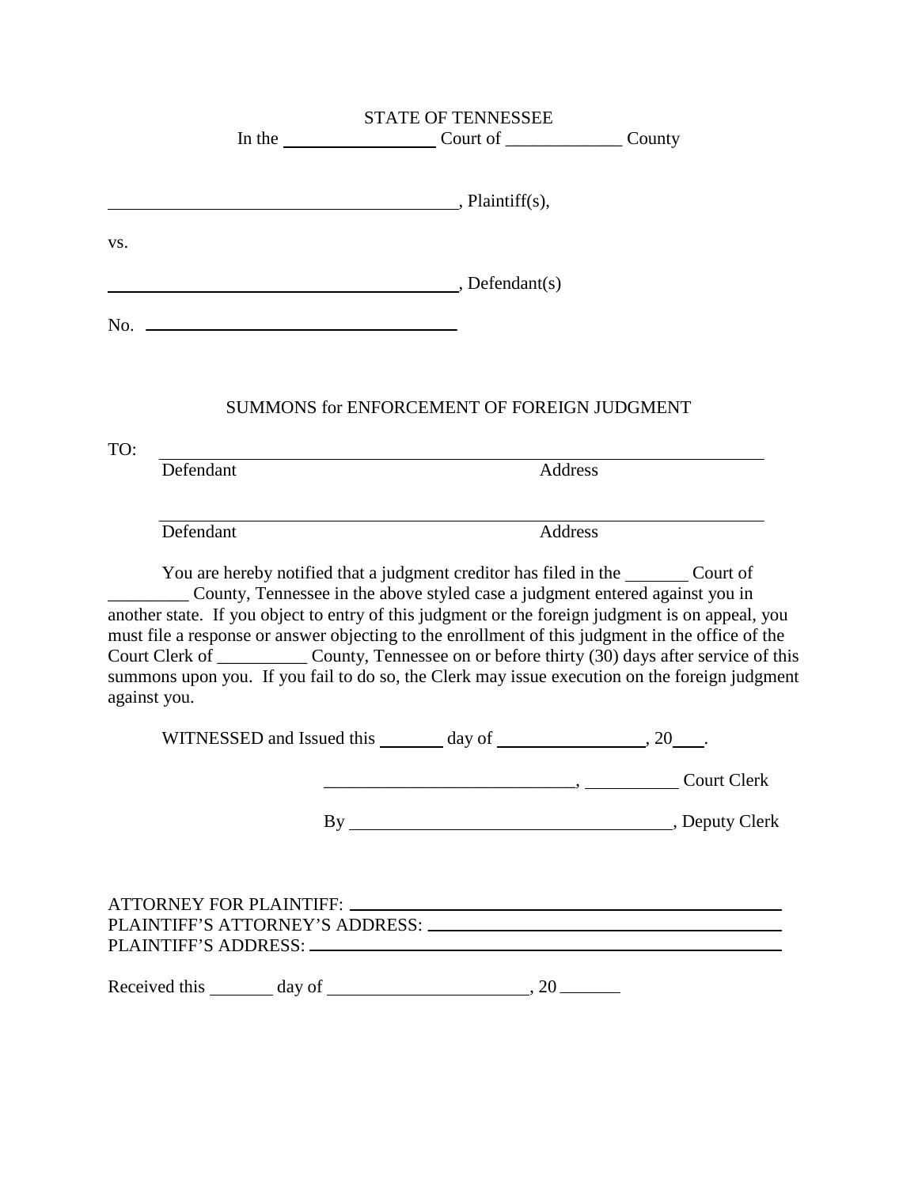STATE OF TENNESSEE

In the ________________ Court of _____________ County

______________________________________, Plaintiff(s),

vs.

______________________________________, Defendant(s)

No. ________________________________

SUMMONS for ENFORCEMENT OF FOREIGN JUDGMENT

TO: ______________________________________________________________

Defendant                                                                 Address

______________________________________________________________

Defendant                                                                 Address

You are hereby notified that a judgment creditor has filed in the _______ Court of _________ County, Tennessee in the above styled case a judgment entered against you in another state. If you object to entry of this judgment or the foreign judgment is on appeal, you must file a response or answer objecting to the enrollment of this judgment in the office of the Court Clerk of __________ County, Tennessee on or before thirty (30) days after service of this summons upon you. If you fail to do so, the Clerk may issue execution on the foreign judgment against you.

WITNESSED and Issued this _______ day of ________________, 20___.

___________________________, __________ Court Clerk

By ___________________________________, Deputy Clerk

ATTORNEY FOR PLAINTIFF: ________________________________________

PLAINTIFF'S ATTORNEY'S ADDRESS: ________________________________

PLAINTIFF'S ADDRESS: ___________________________________________

Received this _______ day of _____________________, 20 _______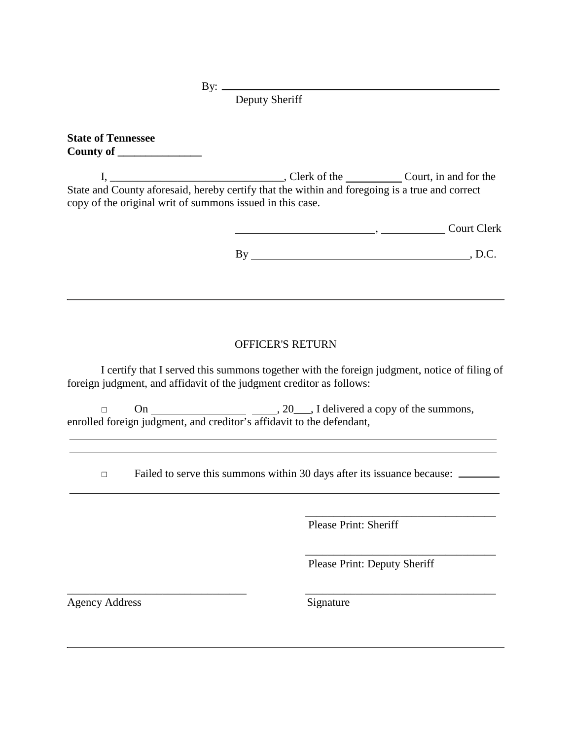By: ____________________________________________
Deputy Sheriff

**State of Tennessee**
**County of _______________**

I, _______________________________, Clerk of the __________ Court, in and for the State and County aforesaid, hereby certify that the within and foregoing is a true and correct copy of the original writ of summons issued in this case.

________________________, ___________ Court Clerk

By ______________________________________, D.C.

---

OFFICER'S RETURN

I certify that I served this summons together with the foreign judgment, notice of filing of foreign judgment, and affidavit of the judgment creditor as follows:

□ On ________________ _____, 20___, I delivered a copy of the summons, enrolled foreign judgment, and creditor's affidavit to the defendant,

______________________________________________________________________________
______________________________________________________________________________

□ Failed to serve this summons within 30 days after its issuance because: ________
______________________________________________________________________________

________________________________
Please Print: Sheriff

________________________________
Please Print: Deputy Sheriff

________________________________ ________________________________
Agency Address Signature

---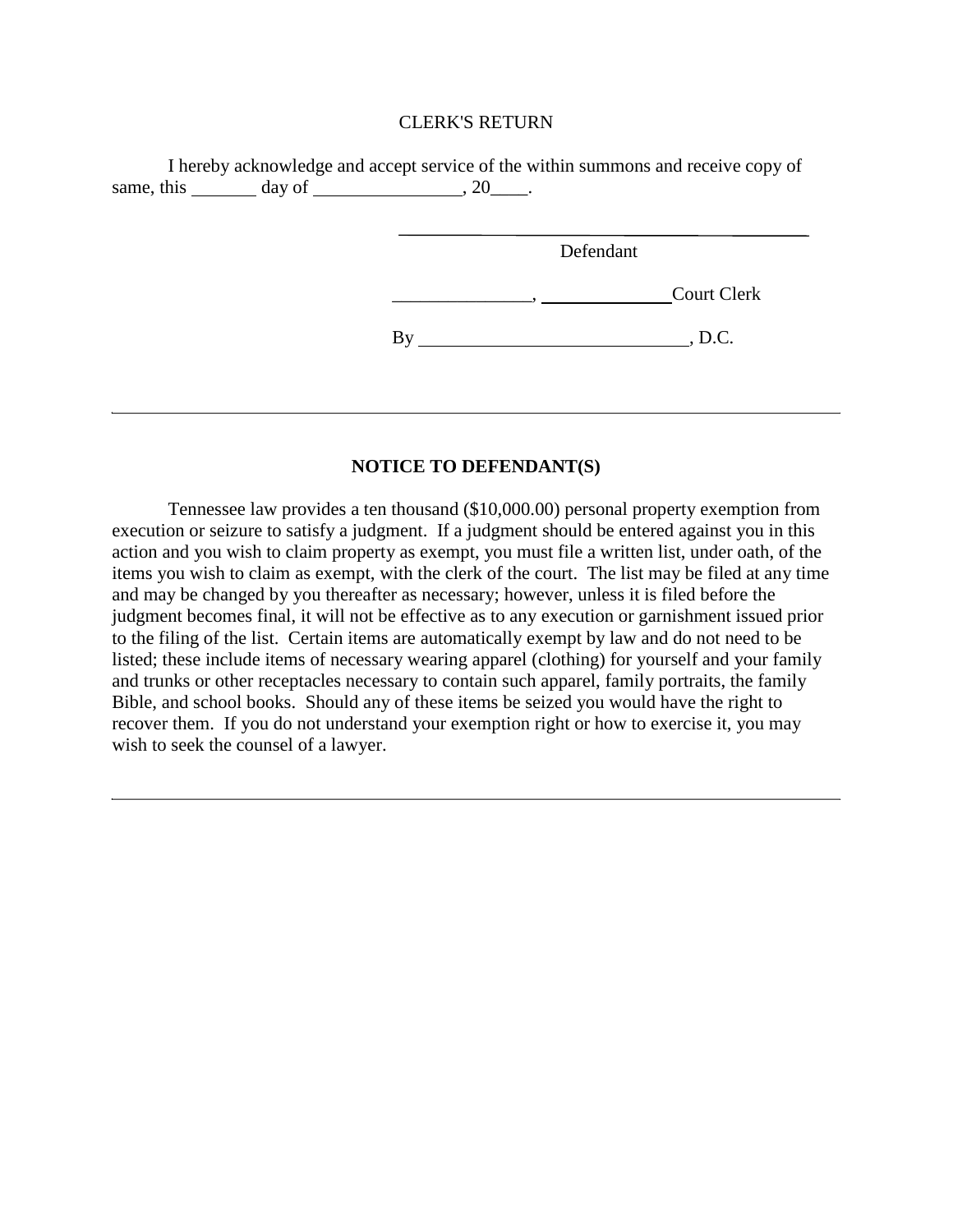## CLERK'S RETURN

I hereby acknowledge and accept service of the within summons and receive copy of same, this _______ day of ________________, 20____.

______________________________________________
Defendant

_______________, ______________Court Clerk

By _____________________________, D.C.

---

## NOTICE TO DEFENDANT(S)

Tennessee law provides a ten thousand ($10,000.00) personal property exemption from execution or seizure to satisfy a judgment. If a judgment should be entered against you in this action and you wish to claim property as exempt, you must file a written list, under oath, of the items you wish to claim as exempt, with the clerk of the court. The list may be filed at any time and may be changed by you thereafter as necessary; however, unless it is filed before the judgment becomes final, it will not be effective as to any execution or garnishment issued prior to the filing of the list. Certain items are automatically exempt by law and do not need to be listed; these include items of necessary wearing apparel (clothing) for yourself and your family and trunks or other receptacles necessary to contain such apparel, family portraits, the family Bible, and school books. Should any of these items be seized you would have the right to recover them. If you do not understand your exemption right or how to exercise it, you may wish to seek the counsel of a lawyer.

---